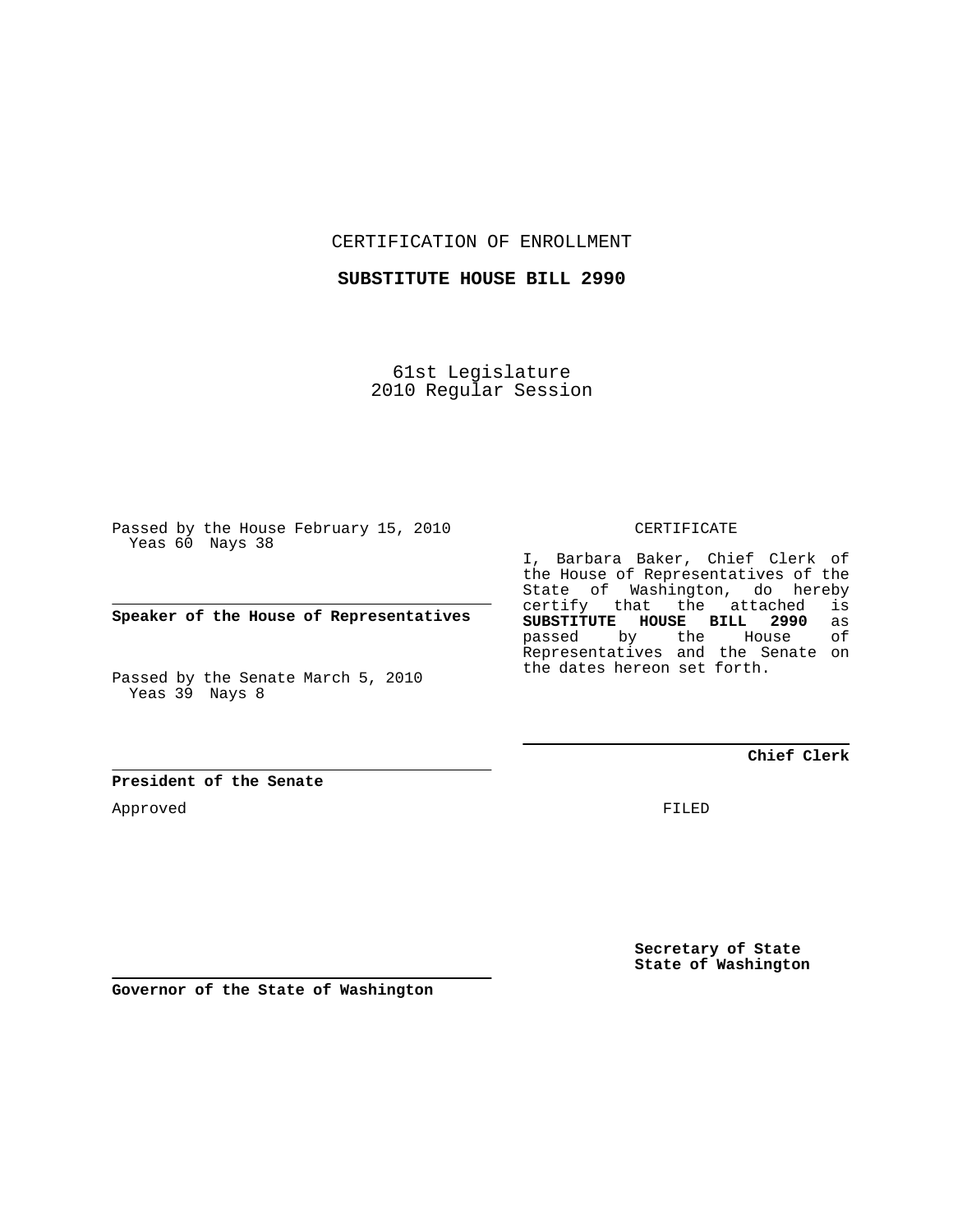CERTIFICATION OF ENROLLMENT

**SUBSTITUTE HOUSE BILL 2990**

61st Legislature
2010 Regular Session

Passed by the House February 15, 2010
Yeas 60 Nays 38

**Speaker of the House of Representatives**

Passed by the Senate March 5, 2010
Yeas 39 Nays 8

**President of the Senate**

Approved

**Governor of the State of Washington**

CERTIFICATE

I, Barbara Baker, Chief Clerk of the House of Representatives of the State of Washington, do hereby certify that the attached is **SUBSTITUTE HOUSE BILL 2990** as passed by the House of Representatives and the Senate on the dates hereon set forth.

**Chief Clerk**

FILED

**Secretary of State**
**State of Washington**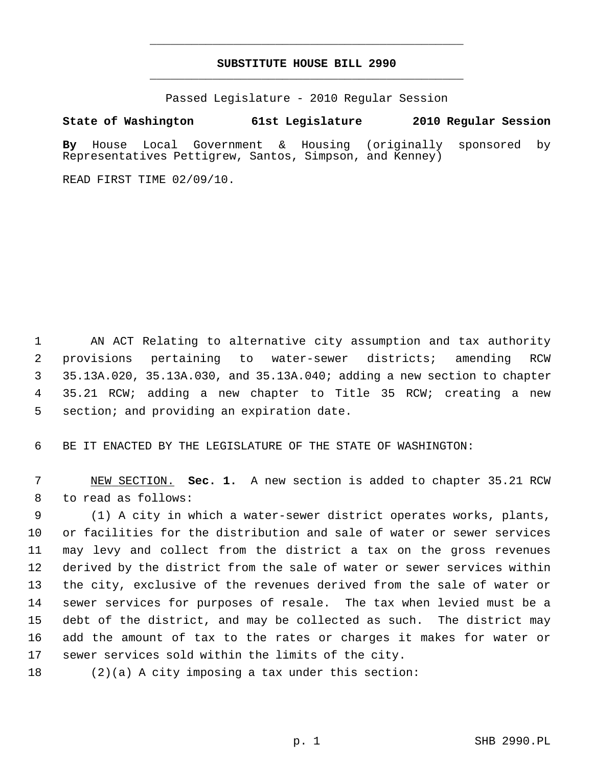# SUBSTITUTE HOUSE BILL 2990

Passed Legislature - 2010 Regular Session

**State of Washington 61st Legislature 2010 Regular Session**

**By** House Local Government & Housing (originally sponsored by Representatives Pettigrew, Santos, Simpson, and Kenney)

READ FIRST TIME 02/09/10.

AN ACT Relating to alternative city assumption and tax authority provisions pertaining to water-sewer districts; amending RCW 35.13A.020, 35.13A.030, and 35.13A.040; adding a new section to chapter 35.21 RCW; adding a new chapter to Title 35 RCW; creating a new section; and providing an expiration date.

BE IT ENACTED BY THE LEGISLATURE OF THE STATE OF WASHINGTON:

NEW SECTION. **Sec. 1.** A new section is added to chapter 35.21 RCW to read as follows:

(1) A city in which a water-sewer district operates works, plants, or facilities for the distribution and sale of water or sewer services may levy and collect from the district a tax on the gross revenues derived by the district from the sale of water or sewer services within the city, exclusive of the revenues derived from the sale of water or sewer services for purposes of resale. The tax when levied must be a debt of the district, and may be collected as such. The district may add the amount of tax to the rates or charges it makes for water or sewer services sold within the limits of the city.

(2)(a) A city imposing a tax under this section: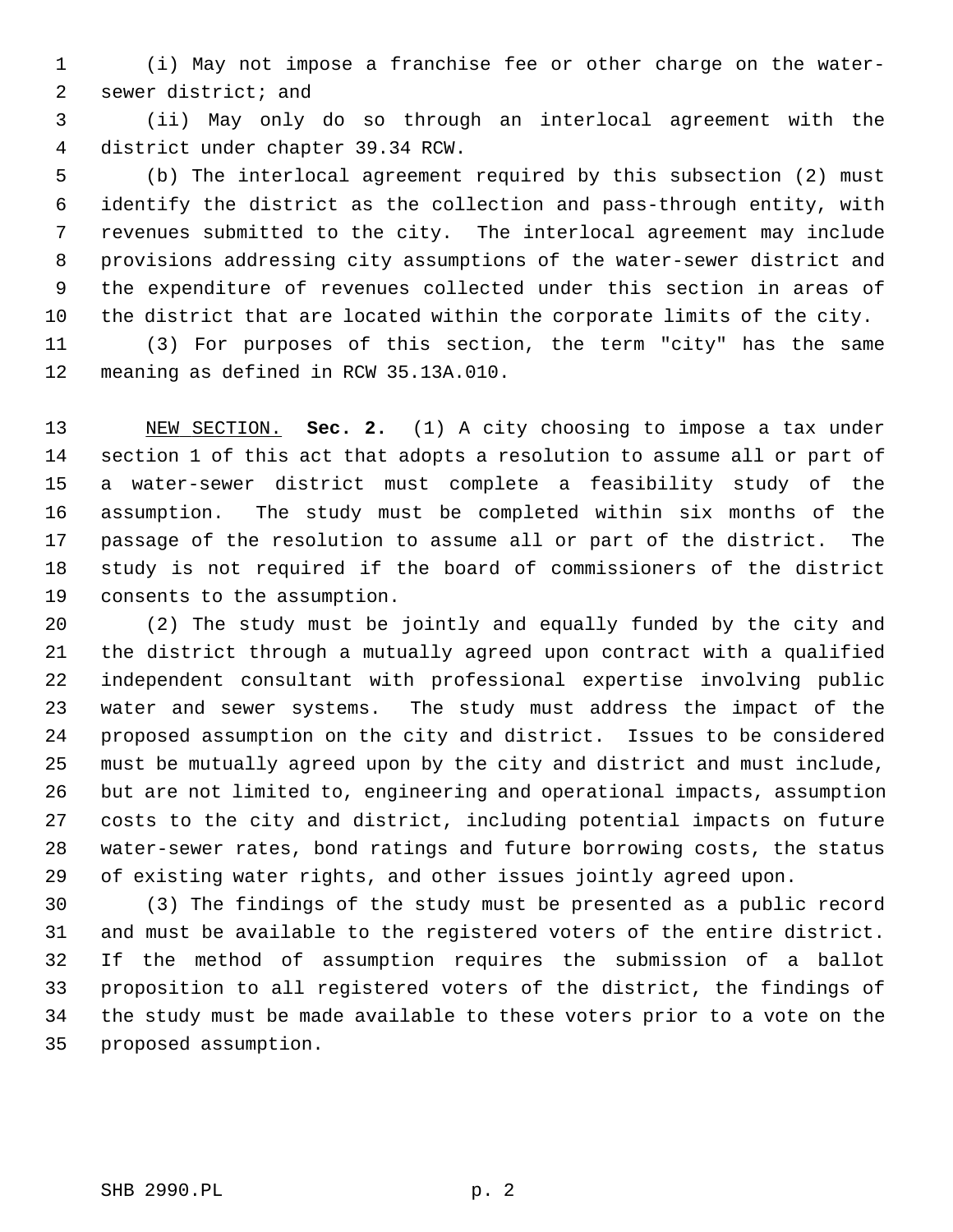(i) May not impose a franchise fee or other charge on the water-sewer district; and

(ii) May only do so through an interlocal agreement with the district under chapter 39.34 RCW.

(b) The interlocal agreement required by this subsection (2) must identify the district as the collection and pass-through entity, with revenues submitted to the city. The interlocal agreement may include provisions addressing city assumptions of the water-sewer district and the expenditure of revenues collected under this section in areas of the district that are located within the corporate limits of the city.

(3) For purposes of this section, the term "city" has the same meaning as defined in RCW 35.13A.010.

NEW SECTION. **Sec. 2.** (1) A city choosing to impose a tax under section 1 of this act that adopts a resolution to assume all or part of a water-sewer district must complete a feasibility study of the assumption. The study must be completed within six months of the passage of the resolution to assume all or part of the district. The study is not required if the board of commissioners of the district consents to the assumption.

(2) The study must be jointly and equally funded by the city and the district through a mutually agreed upon contract with a qualified independent consultant with professional expertise involving public water and sewer systems. The study must address the impact of the proposed assumption on the city and district. Issues to be considered must be mutually agreed upon by the city and district and must include, but are not limited to, engineering and operational impacts, assumption costs to the city and district, including potential impacts on future water-sewer rates, bond ratings and future borrowing costs, the status of existing water rights, and other issues jointly agreed upon.

(3) The findings of the study must be presented as a public record and must be available to the registered voters of the entire district. If the method of assumption requires the submission of a ballot proposition to all registered voters of the district, the findings of the study must be made available to these voters prior to a vote on the proposed assumption.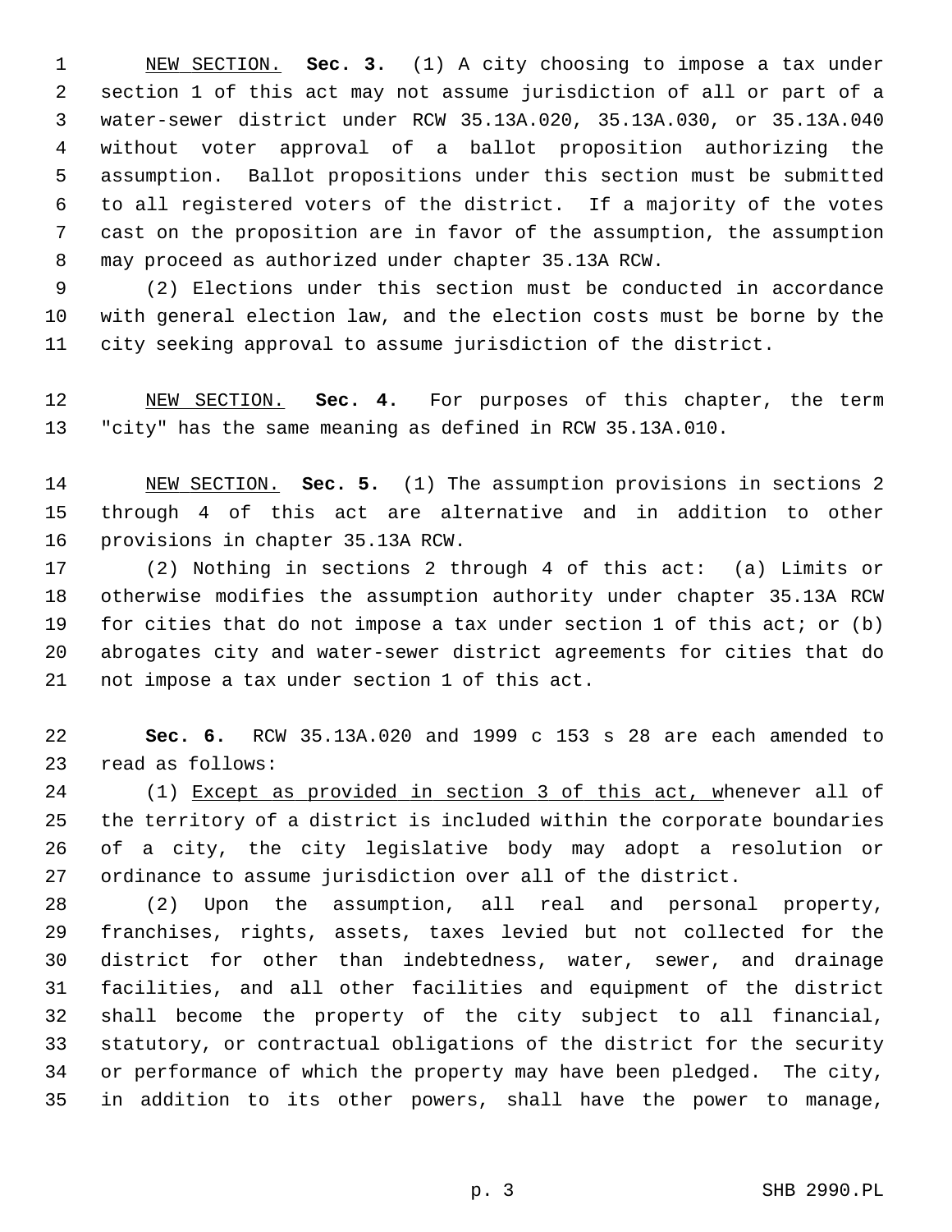NEW SECTION. **Sec. 3.** (1) A city choosing to impose a tax under section 1 of this act may not assume jurisdiction of all or part of a water-sewer district under RCW 35.13A.020, 35.13A.030, or 35.13A.040 without voter approval of a ballot proposition authorizing the assumption. Ballot propositions under this section must be submitted to all registered voters of the district. If a majority of the votes cast on the proposition are in favor of the assumption, the assumption may proceed as authorized under chapter 35.13A RCW.

(2) Elections under this section must be conducted in accordance with general election law, and the election costs must be borne by the city seeking approval to assume jurisdiction of the district.

NEW SECTION. **Sec. 4.** For purposes of this chapter, the term "city" has the same meaning as defined in RCW 35.13A.010.

NEW SECTION. **Sec. 5.** (1) The assumption provisions in sections 2 through 4 of this act are alternative and in addition to other provisions in chapter 35.13A RCW.

(2) Nothing in sections 2 through 4 of this act: (a) Limits or otherwise modifies the assumption authority under chapter 35.13A RCW for cities that do not impose a tax under section 1 of this act; or (b) abrogates city and water-sewer district agreements for cities that do not impose a tax under section 1 of this act.

**Sec. 6.** RCW 35.13A.020 and 1999 c 153 s 28 are each amended to read as follows:

(1) Except as provided in section 3 of this act, whenever all of the territory of a district is included within the corporate boundaries of a city, the city legislative body may adopt a resolution or ordinance to assume jurisdiction over all of the district.

(2) Upon the assumption, all real and personal property, franchises, rights, assets, taxes levied but not collected for the district for other than indebtedness, water, sewer, and drainage facilities, and all other facilities and equipment of the district shall become the property of the city subject to all financial, statutory, or contractual obligations of the district for the security or performance of which the property may have been pledged. The city, in addition to its other powers, shall have the power to manage,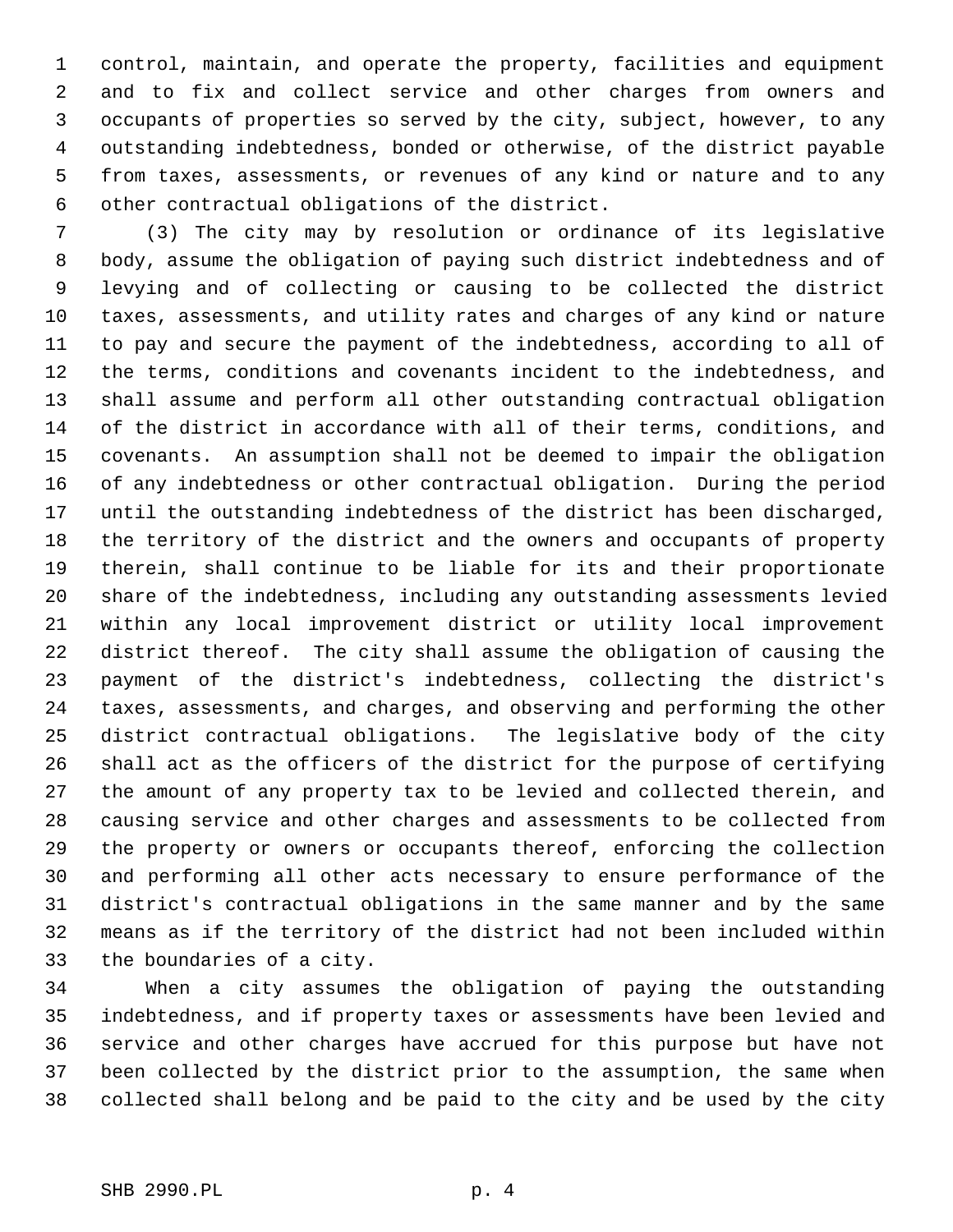control, maintain, and operate the property, facilities and equipment and to fix and collect service and other charges from owners and occupants of properties so served by the city, subject, however, to any outstanding indebtedness, bonded or otherwise, of the district payable from taxes, assessments, or revenues of any kind or nature and to any other contractual obligations of the district.

(3) The city may by resolution or ordinance of its legislative body, assume the obligation of paying such district indebtedness and of levying and of collecting or causing to be collected the district taxes, assessments, and utility rates and charges of any kind or nature to pay and secure the payment of the indebtedness, according to all of the terms, conditions and covenants incident to the indebtedness, and shall assume and perform all other outstanding contractual obligation of the district in accordance with all of their terms, conditions, and covenants. An assumption shall not be deemed to impair the obligation of any indebtedness or other contractual obligation. During the period until the outstanding indebtedness of the district has been discharged, the territory of the district and the owners and occupants of property therein, shall continue to be liable for its and their proportionate share of the indebtedness, including any outstanding assessments levied within any local improvement district or utility local improvement district thereof. The city shall assume the obligation of causing the payment of the district's indebtedness, collecting the district's taxes, assessments, and charges, and observing and performing the other district contractual obligations. The legislative body of the city shall act as the officers of the district for the purpose of certifying the amount of any property tax to be levied and collected therein, and causing service and other charges and assessments to be collected from the property or owners or occupants thereof, enforcing the collection and performing all other acts necessary to ensure performance of the district's contractual obligations in the same manner and by the same means as if the territory of the district had not been included within the boundaries of a city.

When a city assumes the obligation of paying the outstanding indebtedness, and if property taxes or assessments have been levied and service and other charges have accrued for this purpose but have not been collected by the district prior to the assumption, the same when collected shall belong and be paid to the city and be used by the city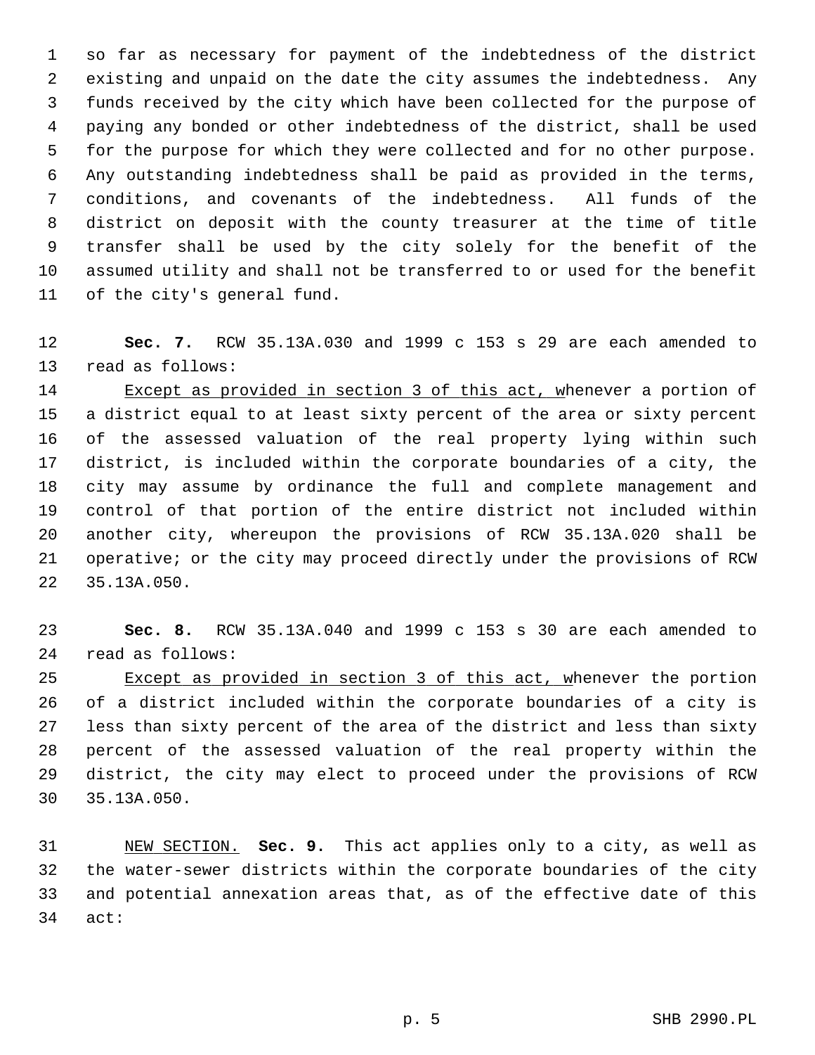so far as necessary for payment of the indebtedness of the district existing and unpaid on the date the city assumes the indebtedness. Any funds received by the city which have been collected for the purpose of paying any bonded or other indebtedness of the district, shall be used for the purpose for which they were collected and for no other purpose. Any outstanding indebtedness shall be paid as provided in the terms, conditions, and covenants of the indebtedness. All funds of the district on deposit with the county treasurer at the time of title transfer shall be used by the city solely for the benefit of the assumed utility and shall not be transferred to or used for the benefit of the city's general fund.

**Sec. 7.** RCW 35.13A.030 and 1999 c 153 s 29 are each amended to read as follows:

Except as provided in section 3 of this act, whenever a portion of a district equal to at least sixty percent of the area or sixty percent of the assessed valuation of the real property lying within such district, is included within the corporate boundaries of a city, the city may assume by ordinance the full and complete management and control of that portion of the entire district not included within another city, whereupon the provisions of RCW 35.13A.020 shall be operative; or the city may proceed directly under the provisions of RCW 35.13A.050.

**Sec. 8.** RCW 35.13A.040 and 1999 c 153 s 30 are each amended to read as follows:

Except as provided in section 3 of this act, whenever the portion of a district included within the corporate boundaries of a city is less than sixty percent of the area of the district and less than sixty percent of the assessed valuation of the real property within the district, the city may elect to proceed under the provisions of RCW 35.13A.050.

NEW SECTION. **Sec. 9.** This act applies only to a city, as well as the water-sewer districts within the corporate boundaries of the city and potential annexation areas that, as of the effective date of this act: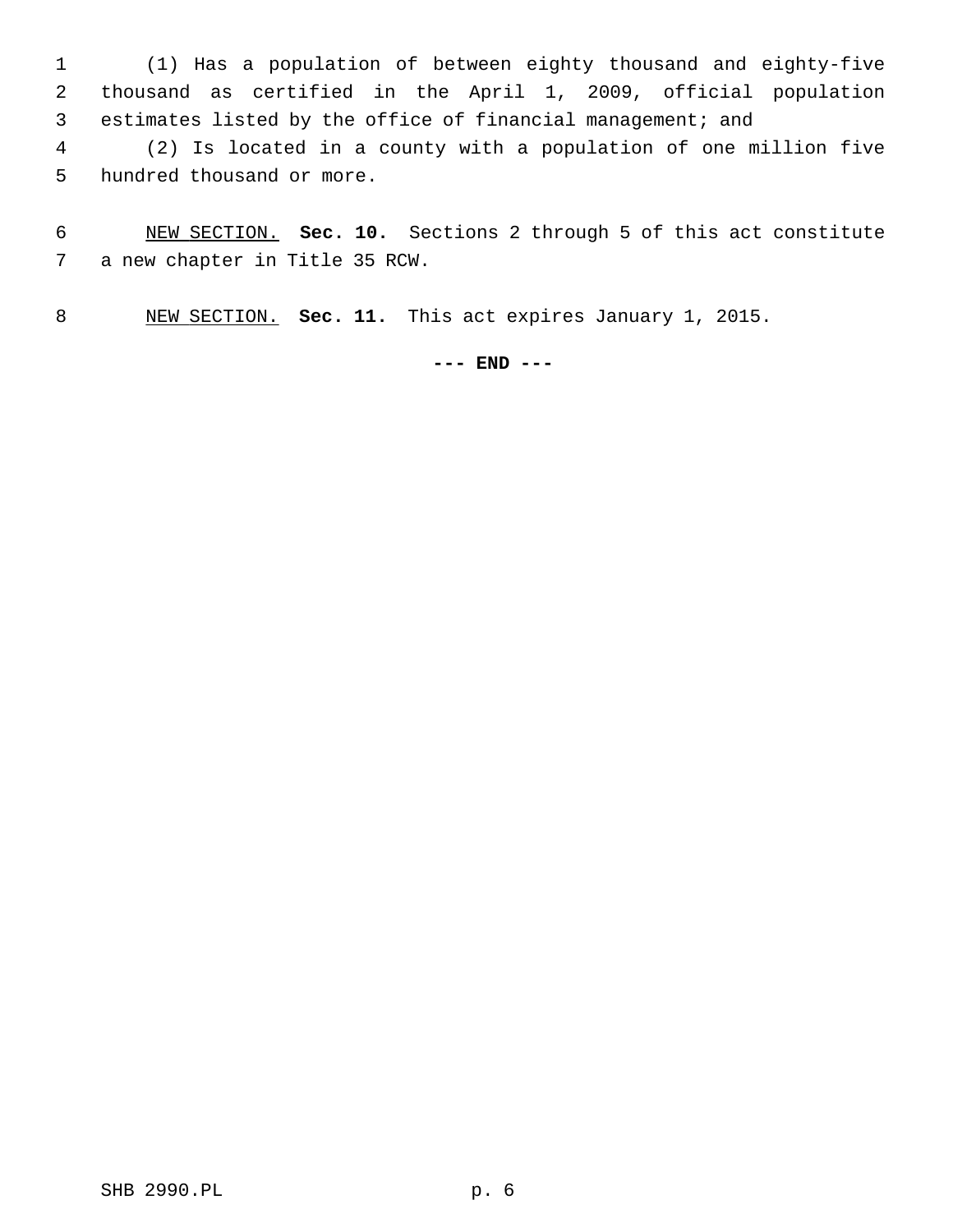(1) Has a population of between eighty thousand and eighty-five thousand as certified in the April 1, 2009, official population estimates listed by the office of financial management; and

(2) Is located in a county with a population of one million five hundred thousand or more.

NEW SECTION. **Sec. 10.** Sections 2 through 5 of this act constitute a new chapter in Title 35 RCW.

NEW SECTION. **Sec. 11.** This act expires January 1, 2015.

**--- END ---**